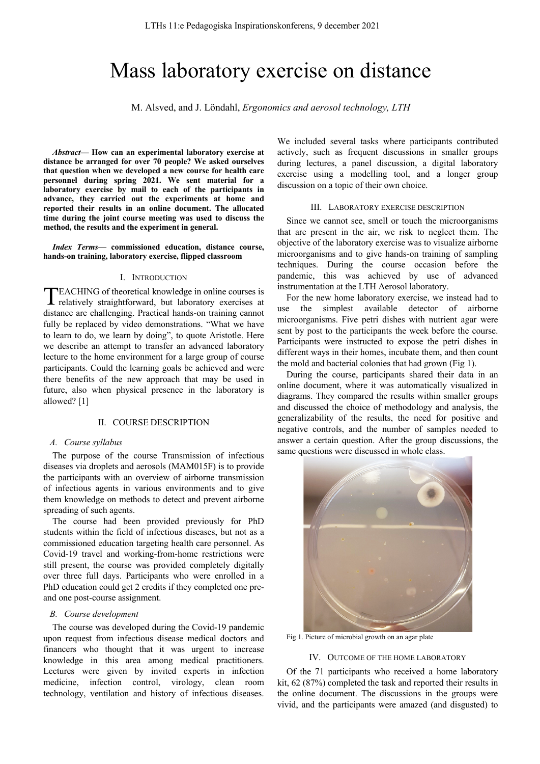# Mass laboratory exercise on distance

M. Alsved, and J. Löndahl, *Ergonomics and aerosol technology, LTH*

***Abstract*— How can an experimental laboratory exercise at distance be arranged for over 70 people? We asked ourselves that question when we developed a new course for health care personnel during spring 2021. We sent material for a laboratory exercise by mail to each of the participants in advance, they carried out the experiments at home and reported their results in an online document. The allocated time during the joint course meeting was used to discuss the method, the results and the experiment in general.**

***Index Terms*— commissioned education, distance course, hands-on training, laboratory exercise, flipped classroom**

## I. Introduction

TEACHING of theoretical knowledge in online courses is relatively straightforward, but laboratory exercises at distance are challenging. Practical hands-on training cannot fully be replaced by video demonstrations. "What we have to learn to do, we learn by doing", to quote Aristotle. Here we describe an attempt to transfer an advanced laboratory lecture to the home environment for a large group of course participants. Could the learning goals be achieved and were there benefits of the new approach that may be used in future, also when physical presence in the laboratory is allowed? [1]

## II. Course Description

### A. Course syllabus

The purpose of the course Transmission of infectious diseases via droplets and aerosols (MAM015F) is to provide the participants with an overview of airborne transmission of infectious agents in various environments and to give them knowledge on methods to detect and prevent airborne spreading of such agents.

The course had been provided previously for PhD students within the field of infectious diseases, but not as a commissioned education targeting health care personnel. As Covid-19 travel and working-from-home restrictions were still present, the course was provided completely digitally over three full days. Participants who were enrolled in a PhD education could get 2 credits if they completed one pre- and one post-course assignment.

### B. Course development

The course was developed during the Covid-19 pandemic upon request from infectious disease medical doctors and financers who thought that it was urgent to increase knowledge in this area among medical practitioners. Lectures were given by invited experts in infection medicine, infection control, virology, clean room technology, ventilation and history of infectious diseases. We included several tasks where participants contributed actively, such as frequent discussions in smaller groups during lectures, a panel discussion, a digital laboratory exercise using a modelling tool, and a longer group discussion on a topic of their own choice.

## III. Laboratory Exercise Description

Since we cannot see, smell or touch the microorganisms that are present in the air, we risk to neglect them. The objective of the laboratory exercise was to visualize airborne microorganisms and to give hands-on training of sampling techniques. During the course occasion before the pandemic, this was achieved by use of advanced instrumentation at the LTH Aerosol laboratory.

For the new home laboratory exercise, we instead had to use the simplest available detector of airborne microorganisms. Five petri dishes with nutrient agar were sent by post to the participants the week before the course. Participants were instructed to expose the petri dishes in different ways in their homes, incubate them, and then count the mold and bacterial colonies that had grown (Fig 1).

During the course, participants shared their data in an online document, where it was automatically visualized in diagrams. They compared the results within smaller groups and discussed the choice of methodology and analysis, the generalizability of the results, the need for positive and negative controls, and the number of samples needed to answer a certain question. After the group discussions, the same questions were discussed in whole class.

Fig 1. Picture of microbial growth on an agar plate

## IV. Outcome of the Home Laboratory

Of the 71 participants who received a home laboratory kit, 62 (87%) completed the task and reported their results in the online document. The discussions in the groups were vivid, and the participants were amazed (and disgusted) to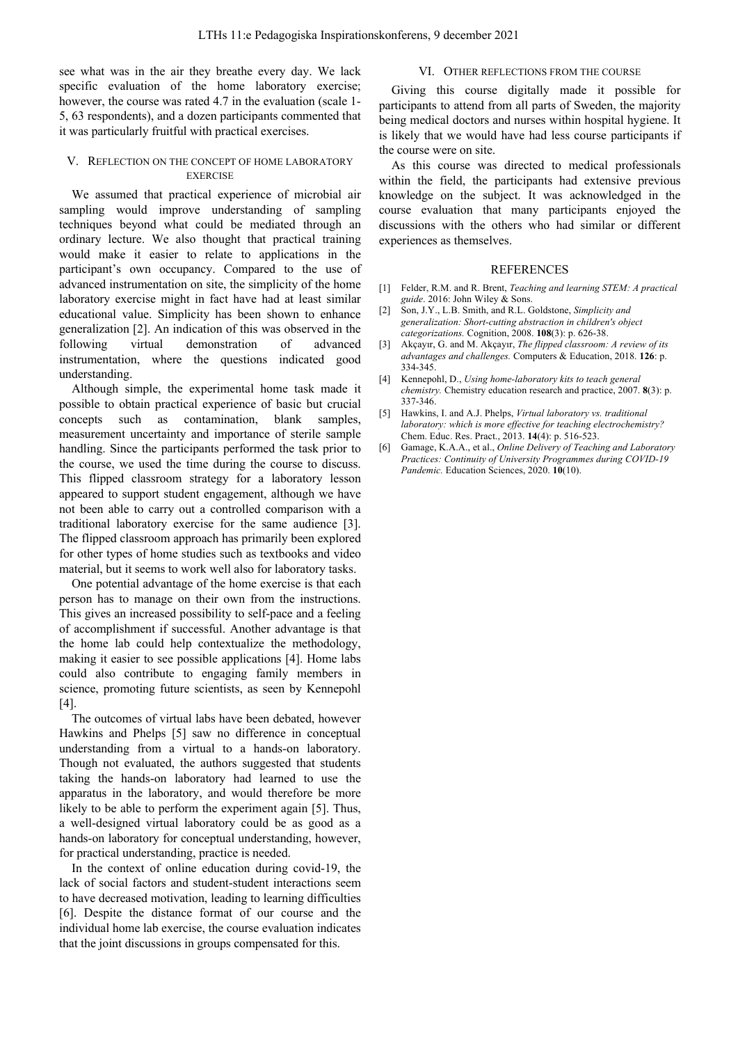see what was in the air they breathe every day. We lack specific evaluation of the home laboratory exercise; however, the course was rated 4.7 in the evaluation (scale 1-5, 63 respondents), and a dozen participants commented that it was particularly fruitful with practical exercises.

## V. Reflection on the concept of home laboratory exercise

We assumed that practical experience of microbial air sampling would improve understanding of sampling techniques beyond what could be mediated through an ordinary lecture. We also thought that practical training would make it easier to relate to applications in the participant's own occupancy. Compared to the use of advanced instrumentation on site, the simplicity of the home laboratory exercise might in fact have had at least similar educational value. Simplicity has been shown to enhance generalization [2]. An indication of this was observed in the following virtual demonstration of advanced instrumentation, where the questions indicated good understanding.

Although simple, the experimental home task made it possible to obtain practical experience of basic but crucial concepts such as contamination, blank samples, measurement uncertainty and importance of sterile sample handling. Since the participants performed the task prior to the course, we used the time during the course to discuss. This flipped classroom strategy for a laboratory lesson appeared to support student engagement, although we have not been able to carry out a controlled comparison with a traditional laboratory exercise for the same audience [3]. The flipped classroom approach has primarily been explored for other types of home studies such as textbooks and video material, but it seems to work well also for laboratory tasks.

One potential advantage of the home exercise is that each person has to manage on their own from the instructions. This gives an increased possibility to self-pace and a feeling of accomplishment if successful. Another advantage is that the home lab could help contextualize the methodology, making it easier to see possible applications [4]. Home labs could also contribute to engaging family members in science, promoting future scientists, as seen by Kennepohl [4].

The outcomes of virtual labs have been debated, however Hawkins and Phelps [5] saw no difference in conceptual understanding from a virtual to a hands-on laboratory. Though not evaluated, the authors suggested that students taking the hands-on laboratory had learned to use the apparatus in the laboratory, and would therefore be more likely to be able to perform the experiment again [5]. Thus, a well-designed virtual laboratory could be as good as a hands-on laboratory for conceptual understanding, however, for practical understanding, practice is needed.

In the context of online education during covid-19, the lack of social factors and student-student interactions seem to have decreased motivation, leading to learning difficulties [6]. Despite the distance format of our course and the individual home lab exercise, the course evaluation indicates that the joint discussions in groups compensated for this.

## VI. Other reflections from the course

Giving this course digitally made it possible for participants to attend from all parts of Sweden, the majority being medical doctors and nurses within hospital hygiene. It is likely that we would have had less course participants if the course were on site.

As this course was directed to medical professionals within the field, the participants had extensive previous knowledge on the subject. It was acknowledged in the course evaluation that many participants enjoyed the discussions with the others who had similar or different experiences as themselves.

## References

[1] Felder, R.M. and R. Brent, *Teaching and learning STEM: A practical guide*. 2016: John Wiley & Sons.

[2] Son, J.Y., L.B. Smith, and R.L. Goldstone, *Simplicity and generalization: Short-cutting abstraction in children's object categorizations.* Cognition, 2008. **108**(3): p. 626-38.

[3] Akçayır, G. and M. Akçayır, *The flipped classroom: A review of its advantages and challenges.* Computers & Education, 2018. **126**: p. 334-345.

[4] Kennepohl, D., *Using home-laboratory kits to teach general chemistry.* Chemistry education research and practice, 2007. **8**(3): p. 337-346.

[5] Hawkins, I. and A.J. Phelps, *Virtual laboratory vs. traditional laboratory: which is more effective for teaching electrochemistry?* Chem. Educ. Res. Pract., 2013. **14**(4): p. 516-523.

[6] Gamage, K.A.A., et al., *Online Delivery of Teaching and Laboratory Practices: Continuity of University Programmes during COVID-19 Pandemic.* Education Sciences, 2020. **10**(10).